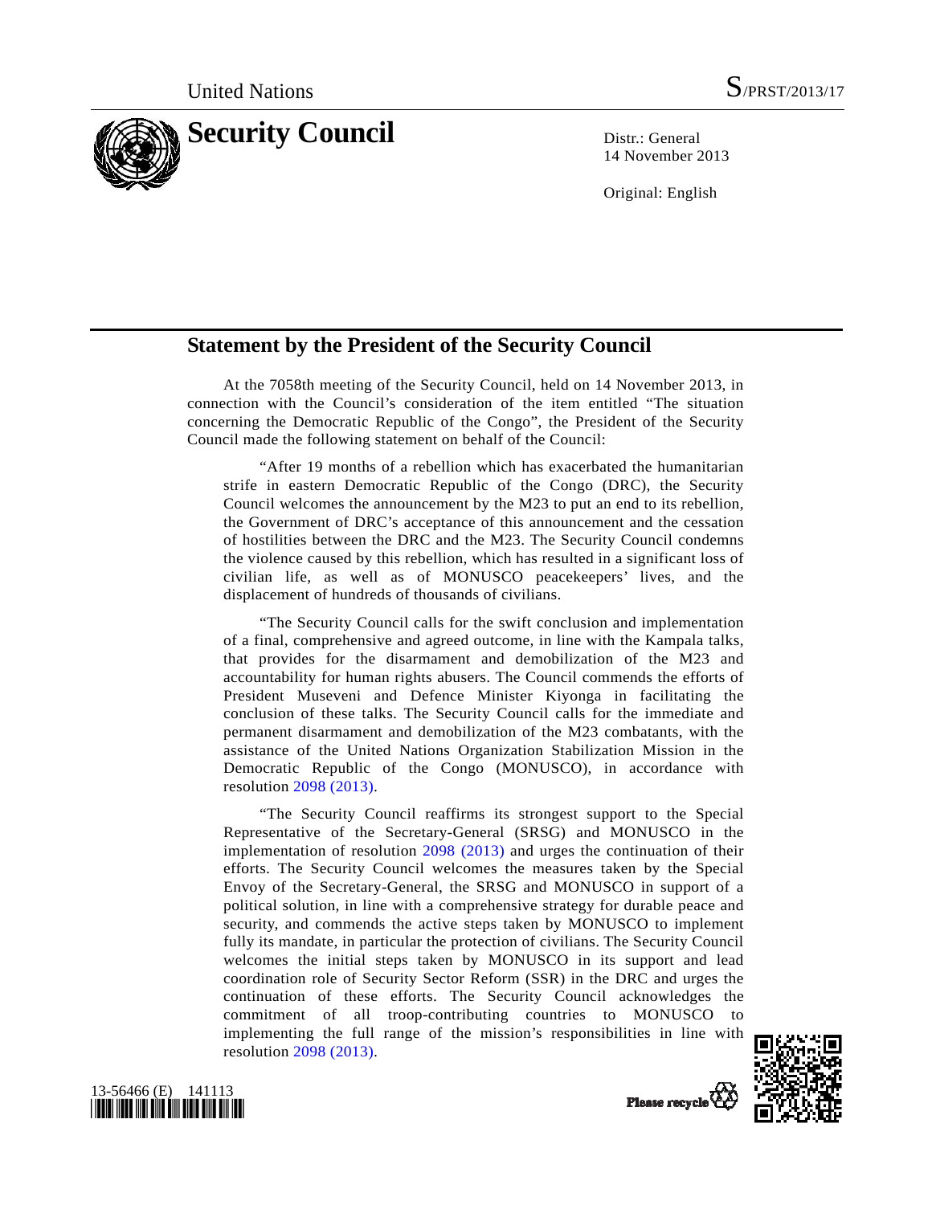United Nations S/PRST/2013/17

# Security Council

Distr.: General
14 November 2013

Original: English

## Statement by the President of the Security Council

At the 7058th meeting of the Security Council, held on 14 November 2013, in connection with the Council's consideration of the item entitled "The situation concerning the Democratic Republic of the Congo", the President of the Security Council made the following statement on behalf of the Council:

"After 19 months of a rebellion which has exacerbated the humanitarian strife in eastern Democratic Republic of the Congo (DRC), the Security Council welcomes the announcement by the M23 to put an end to its rebellion, the Government of DRC's acceptance of this announcement and the cessation of hostilities between the DRC and the M23. The Security Council condemns the violence caused by this rebellion, which has resulted in a significant loss of civilian life, as well as of MONUSCO peacekeepers' lives, and the displacement of hundreds of thousands of civilians.

"The Security Council calls for the swift conclusion and implementation of a final, comprehensive and agreed outcome, in line with the Kampala talks, that provides for the disarmament and demobilization of the M23 and accountability for human rights abusers. The Council commends the efforts of President Museveni and Defence Minister Kiyonga in facilitating the conclusion of these talks. The Security Council calls for the immediate and permanent disarmament and demobilization of the M23 combatants, with the assistance of the United Nations Organization Stabilization Mission in the Democratic Republic of the Congo (MONUSCO), in accordance with resolution 2098 (2013).

"The Security Council reaffirms its strongest support to the Special Representative of the Secretary-General (SRSG) and MONUSCO in the implementation of resolution 2098 (2013) and urges the continuation of their efforts. The Security Council welcomes the measures taken by the Special Envoy of the Secretary-General, the SRSG and MONUSCO in support of a political solution, in line with a comprehensive strategy for durable peace and security, and commends the active steps taken by MONUSCO to implement fully its mandate, in particular the protection of civilians. The Security Council welcomes the initial steps taken by MONUSCO in its support and lead coordination role of Security Sector Reform (SSR) in the DRC and urges the continuation of these efforts. The Security Council acknowledges the commitment of all troop-contributing countries to MONUSCO to implementing the full range of the mission's responsibilities in line with resolution 2098 (2013).

13-56466 (E) 141113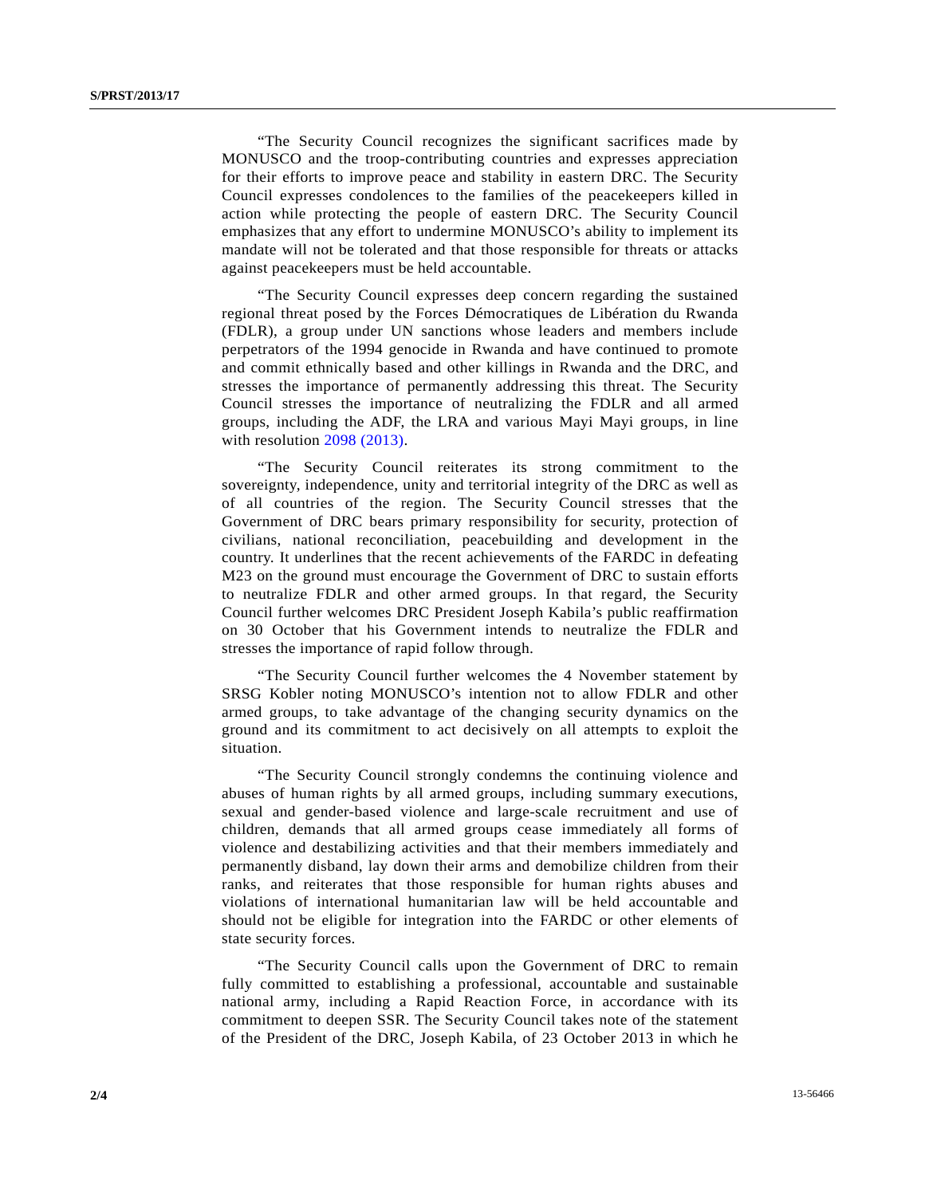"The Security Council recognizes the significant sacrifices made by MONUSCO and the troop-contributing countries and expresses appreciation for their efforts to improve peace and stability in eastern DRC. The Security Council expresses condolences to the families of the peacekeepers killed in action while protecting the people of eastern DRC. The Security Council emphasizes that any effort to undermine MONUSCO's ability to implement its mandate will not be tolerated and that those responsible for threats or attacks against peacekeepers must be held accountable.

"The Security Council expresses deep concern regarding the sustained regional threat posed by the Forces Démocratiques de Libération du Rwanda (FDLR), a group under UN sanctions whose leaders and members include perpetrators of the 1994 genocide in Rwanda and have continued to promote and commit ethnically based and other killings in Rwanda and the DRC, and stresses the importance of permanently addressing this threat. The Security Council stresses the importance of neutralizing the FDLR and all armed groups, including the ADF, the LRA and various Mayi Mayi groups, in line with resolution 2098 (2013).

"The Security Council reiterates its strong commitment to the sovereignty, independence, unity and territorial integrity of the DRC as well as of all countries of the region. The Security Council stresses that the Government of DRC bears primary responsibility for security, protection of civilians, national reconciliation, peacebuilding and development in the country. It underlines that the recent achievements of the FARDC in defeating M23 on the ground must encourage the Government of DRC to sustain efforts to neutralize FDLR and other armed groups. In that regard, the Security Council further welcomes DRC President Joseph Kabila's public reaffirmation on 30 October that his Government intends to neutralize the FDLR and stresses the importance of rapid follow through.

"The Security Council further welcomes the 4 November statement by SRSG Kobler noting MONUSCO's intention not to allow FDLR and other armed groups, to take advantage of the changing security dynamics on the ground and its commitment to act decisively on all attempts to exploit the situation.

"The Security Council strongly condemns the continuing violence and abuses of human rights by all armed groups, including summary executions, sexual and gender-based violence and large-scale recruitment and use of children, demands that all armed groups cease immediately all forms of violence and destabilizing activities and that their members immediately and permanently disband, lay down their arms and demobilize children from their ranks, and reiterates that those responsible for human rights abuses and violations of international humanitarian law will be held accountable and should not be eligible for integration into the FARDC or other elements of state security forces.

"The Security Council calls upon the Government of DRC to remain fully committed to establishing a professional, accountable and sustainable national army, including a Rapid Reaction Force, in accordance with its commitment to deepen SSR. The Security Council takes note of the statement of the President of the DRC, Joseph Kabila, of 23 October 2013 in which he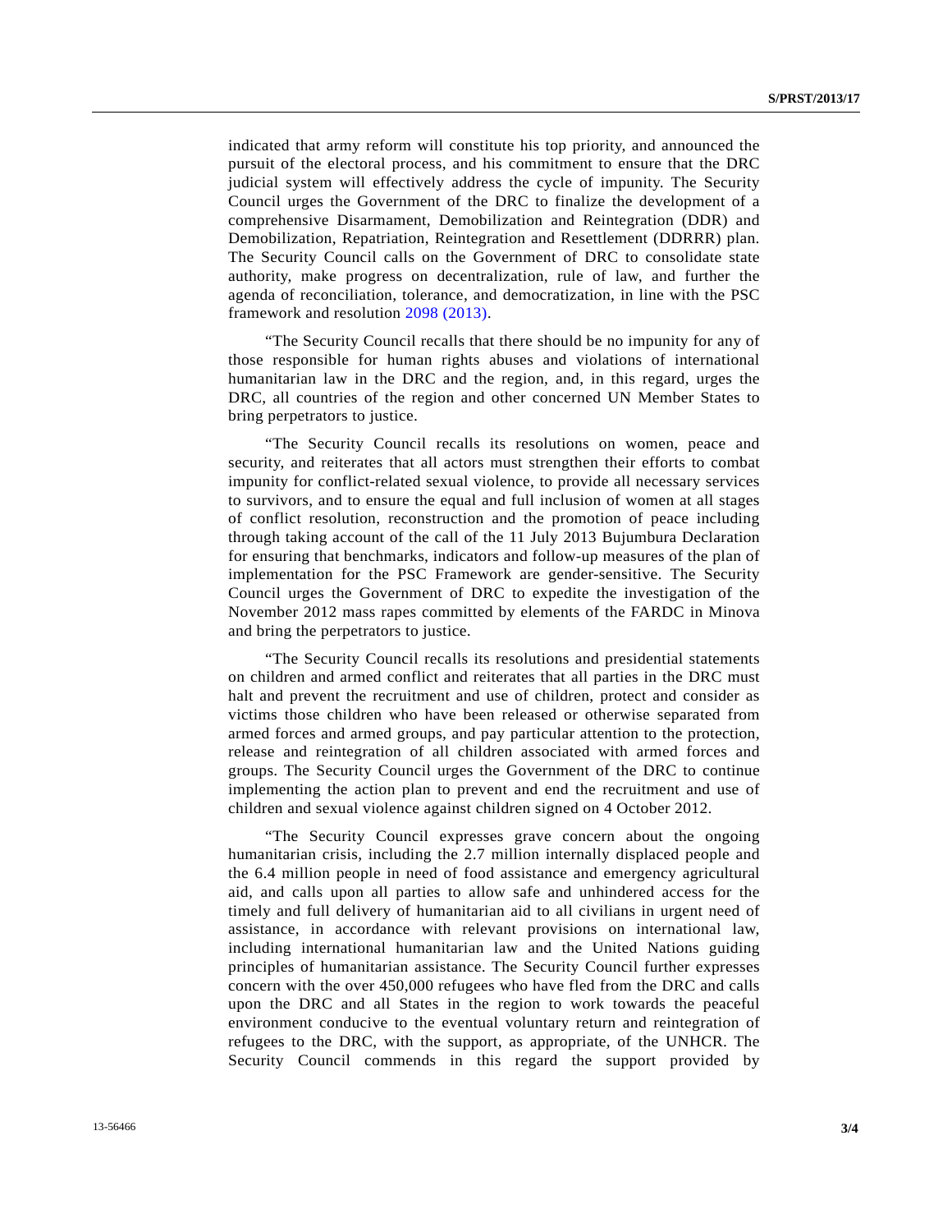indicated that army reform will constitute his top priority, and announced the pursuit of the electoral process, and his commitment to ensure that the DRC judicial system will effectively address the cycle of impunity. The Security Council urges the Government of the DRC to finalize the development of a comprehensive Disarmament, Demobilization and Reintegration (DDR) and Demobilization, Repatriation, Reintegration and Resettlement (DDRRR) plan. The Security Council calls on the Government of DRC to consolidate state authority, make progress on decentralization, rule of law, and further the agenda of reconciliation, tolerance, and democratization, in line with the PSC framework and resolution 2098 (2013).

"The Security Council recalls that there should be no impunity for any of those responsible for human rights abuses and violations of international humanitarian law in the DRC and the region, and, in this regard, urges the DRC, all countries of the region and other concerned UN Member States to bring perpetrators to justice.

"The Security Council recalls its resolutions on women, peace and security, and reiterates that all actors must strengthen their efforts to combat impunity for conflict-related sexual violence, to provide all necessary services to survivors, and to ensure the equal and full inclusion of women at all stages of conflict resolution, reconstruction and the promotion of peace including through taking account of the call of the 11 July 2013 Bujumbura Declaration for ensuring that benchmarks, indicators and follow-up measures of the plan of implementation for the PSC Framework are gender-sensitive. The Security Council urges the Government of DRC to expedite the investigation of the November 2012 mass rapes committed by elements of the FARDC in Minova and bring the perpetrators to justice.

"The Security Council recalls its resolutions and presidential statements on children and armed conflict and reiterates that all parties in the DRC must halt and prevent the recruitment and use of children, protect and consider as victims those children who have been released or otherwise separated from armed forces and armed groups, and pay particular attention to the protection, release and reintegration of all children associated with armed forces and groups. The Security Council urges the Government of the DRC to continue implementing the action plan to prevent and end the recruitment and use of children and sexual violence against children signed on 4 October 2012.

"The Security Council expresses grave concern about the ongoing humanitarian crisis, including the 2.7 million internally displaced people and the 6.4 million people in need of food assistance and emergency agricultural aid, and calls upon all parties to allow safe and unhindered access for the timely and full delivery of humanitarian aid to all civilians in urgent need of assistance, in accordance with relevant provisions on international law, including international humanitarian law and the United Nations guiding principles of humanitarian assistance. The Security Council further expresses concern with the over 450,000 refugees who have fled from the DRC and calls upon the DRC and all States in the region to work towards the peaceful environment conducive to the eventual voluntary return and reintegration of refugees to the DRC, with the support, as appropriate, of the UNHCR. The Security Council commends in this regard the support provided by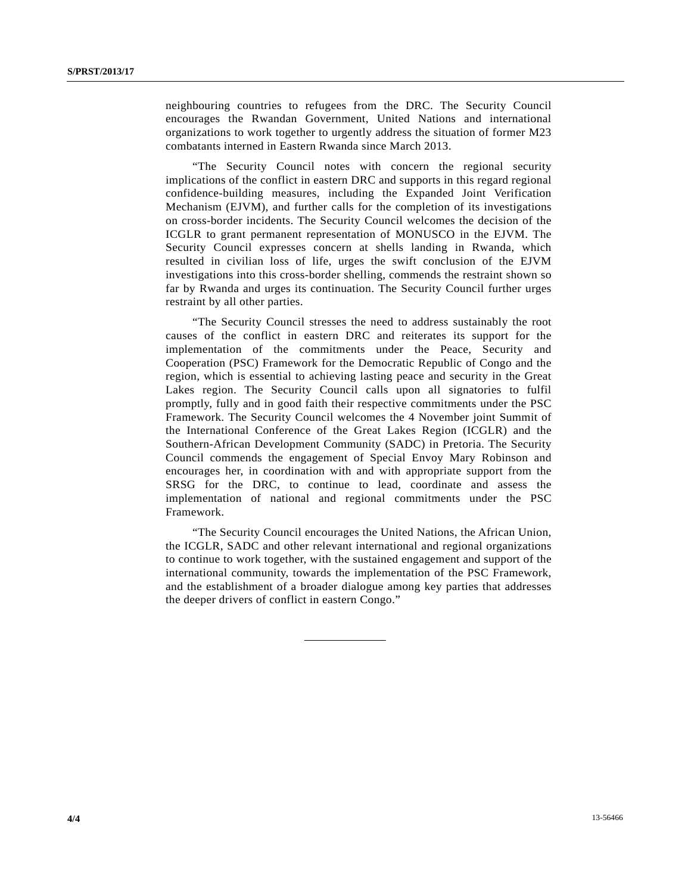neighbouring countries to refugees from the DRC. The Security Council encourages the Rwandan Government, United Nations and international organizations to work together to urgently address the situation of former M23 combatants interned in Eastern Rwanda since March 2013.

"The Security Council notes with concern the regional security implications of the conflict in eastern DRC and supports in this regard regional confidence-building measures, including the Expanded Joint Verification Mechanism (EJVM), and further calls for the completion of its investigations on cross-border incidents. The Security Council welcomes the decision of the ICGLR to grant permanent representation of MONUSCO in the EJVM. The Security Council expresses concern at shells landing in Rwanda, which resulted in civilian loss of life, urges the swift conclusion of the EJVM investigations into this cross-border shelling, commends the restraint shown so far by Rwanda and urges its continuation. The Security Council further urges restraint by all other parties.

"The Security Council stresses the need to address sustainably the root causes of the conflict in eastern DRC and reiterates its support for the implementation of the commitments under the Peace, Security and Cooperation (PSC) Framework for the Democratic Republic of Congo and the region, which is essential to achieving lasting peace and security in the Great Lakes region. The Security Council calls upon all signatories to fulfil promptly, fully and in good faith their respective commitments under the PSC Framework. The Security Council welcomes the 4 November joint Summit of the International Conference of the Great Lakes Region (ICGLR) and the Southern-African Development Community (SADC) in Pretoria. The Security Council commends the engagement of Special Envoy Mary Robinson and encourages her, in coordination with and with appropriate support from the SRSG for the DRC, to continue to lead, coordinate and assess the implementation of national and regional commitments under the PSC Framework.

"The Security Council encourages the United Nations, the African Union, the ICGLR, SADC and other relevant international and regional organizations to continue to work together, with the sustained engagement and support of the international community, towards the implementation of the PSC Framework, and the establishment of a broader dialogue among key parties that addresses the deeper drivers of conflict in eastern Congo."